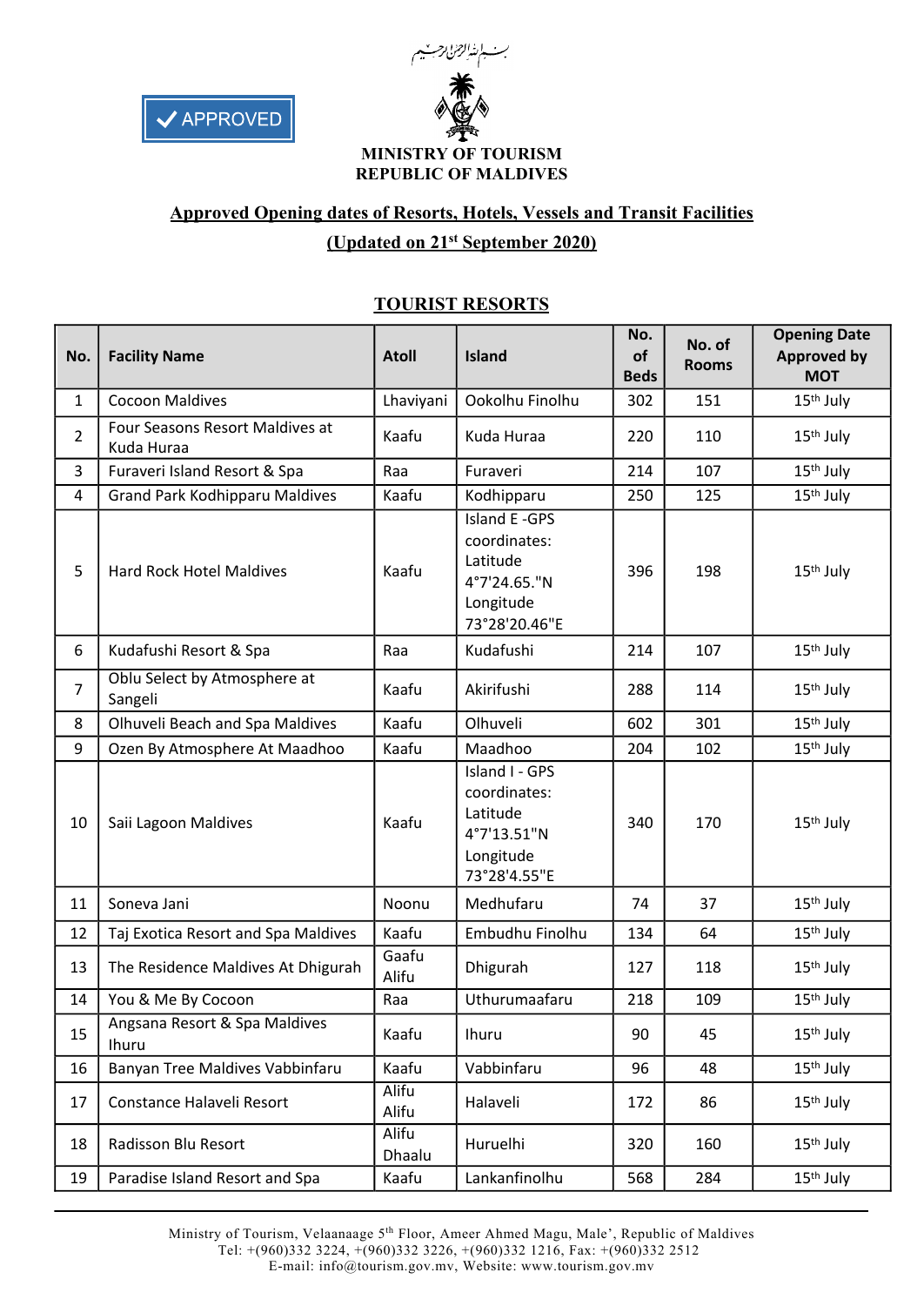✔ APPROVED

بسم الله الرحمن الرحيم

**MINISTRY OF TOURISM**
**REPUBLIC OF MALDIVES**

## Approved Opening dates of Resorts, Hotels, Vessels and Transit Facilities (Updated on 21st September 2020)

### TOURIST RESORTS

| No. | Facility Name | Atoll | Island | No. of Beds | No. of Rooms | Opening Date Approved by MOT |
|---|---|---|---|---|---|---|
| 1 | Cocoon Maldives | Lhaviyani | Ookolhu Finolhu | 302 | 151 | 15th July |
| 2 | Four Seasons Resort Maldives at Kuda Huraa | Kaafu | Kuda Huraa | 220 | 110 | 15th July |
| 3 | Furaveri Island Resort & Spa | Raa | Furaveri | 214 | 107 | 15th July |
| 4 | Grand Park Kodhipparu Maldives | Kaafu | Kodhipparu | 250 | 125 | 15th July |
| 5 | Hard Rock Hotel Maldives | Kaafu | Island E -GPS coordinates: Latitude 4°7'24.65."N Longitude 73°28'20.46"E | 396 | 198 | 15th July |
| 6 | Kudafushi Resort & Spa | Raa | Kudafushi | 214 | 107 | 15th July |
| 7 | Oblu Select by Atmosphere at Sangeli | Kaafu | Akirifushi | 288 | 114 | 15th July |
| 8 | Olhuveli Beach and Spa Maldives | Kaafu | Olhuveli | 602 | 301 | 15th July |
| 9 | Ozen By Atmosphere At Maadhoo | Kaafu | Maadhoo | 204 | 102 | 15th July |
| 10 | Saii Lagoon Maldives | Kaafu | Island I - GPS coordinates: Latitude 4°7'13.51"N Longitude 73°28'4.55"E | 340 | 170 | 15th July |
| 11 | Soneva Jani | Noonu | Medhufaru | 74 | 37 | 15th July |
| 12 | Taj Exotica Resort and Spa Maldives | Kaafu | Embudhu Finolhu | 134 | 64 | 15th July |
| 13 | The Residence Maldives At Dhigurah | Gaafu Alifu | Dhigurah | 127 | 118 | 15th July |
| 14 | You & Me By Cocoon | Raa | Uthurumaafaru | 218 | 109 | 15th July |
| 15 | Angsana Resort & Spa Maldives Ihuru | Kaafu | Ihuru | 90 | 45 | 15th July |
| 16 | Banyan Tree Maldives Vabbinfaru | Kaafu | Vabbinfaru | 96 | 48 | 15th July |
| 17 | Constance Halaveli Resort | Alifu Alifu | Halaveli | 172 | 86 | 15th July |
| 18 | Radisson Blu Resort | Alifu Dhaalu | Huruelhi | 320 | 160 | 15th July |
| 19 | Paradise Island Resort and Spa | Kaafu | Lankanfinolhu | 568 | 284 | 15th July |

Ministry of Tourism, Velaanaage 5th Floor, Ameer Ahmed Magu, Male', Republic of Maldives
Tel: +(960)332 3224, +(960)332 3226, +(960)332 1216, Fax: +(960)332 2512
E-mail: info@tourism.gov.mv, Website: www.tourism.gov.mv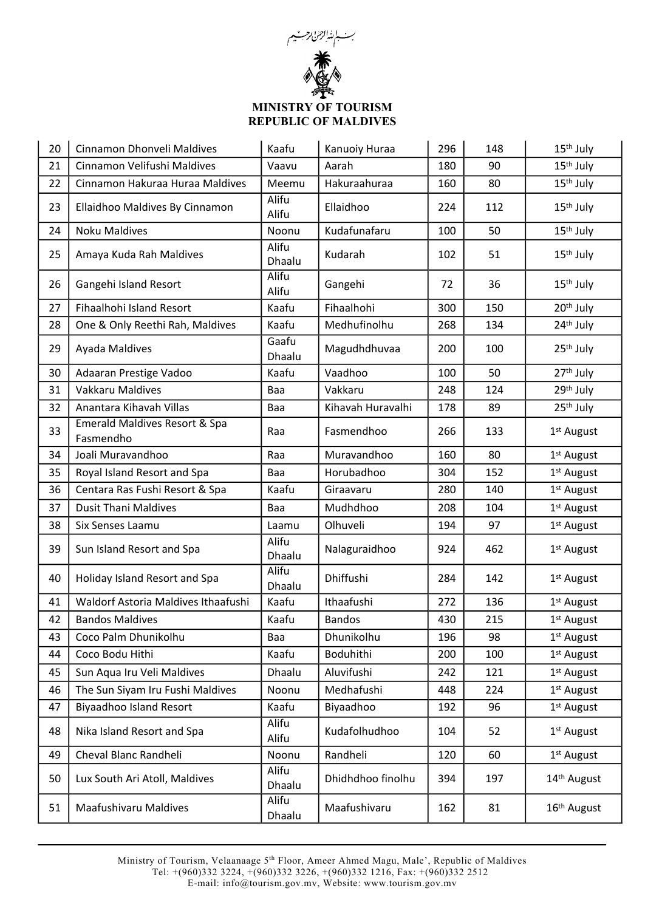MINISTRY OF TOURISM
REPUBLIC OF MALDIVES

| | | | | | | |
|---|---|---|---|---|---|---|
| 20 | Cinnamon Dhonveli Maldives | Kaafu | Kanuoiy Huraa | 296 | 148 | 15th July |
| 21 | Cinnamon Velifushi Maldives | Vaavu | Aarah | 180 | 90 | 15th July |
| 22 | Cinnamon Hakuraa Huraa Maldives | Meemu | Hakuraahuraa | 160 | 80 | 15th July |
| 23 | Ellaidhoo Maldives By Cinnamon | Alifu Alifu | Ellaidhoo | 224 | 112 | 15th July |
| 24 | Noku Maldives | Noonu | Kudafunafaru | 100 | 50 | 15th July |
| 25 | Amaya Kuda Rah Maldives | Alifu Dhaalu | Kudarah | 102 | 51 | 15th July |
| 26 | Gangehi Island Resort | Alifu Alifu | Gangehi | 72 | 36 | 15th July |
| 27 | Fihaalhohi Island Resort | Kaafu | Fihaalhohi | 300 | 150 | 20th July |
| 28 | One & Only Reethi Rah, Maldives | Kaafu | Medhufinolhu | 268 | 134 | 24th July |
| 29 | Ayada Maldives | Gaafu Dhaalu | Magudhdhuvaa | 200 | 100 | 25th July |
| 30 | Adaaran Prestige Vadoo | Kaafu | Vaadhoo | 100 | 50 | 27th July |
| 31 | Vakkaru Maldives | Baa | Vakkaru | 248 | 124 | 29th July |
| 32 | Anantara Kihavah Villas | Baa | Kihavah Huravalhi | 178 | 89 | 25th July |
| 33 | Emerald Maldives Resort & Spa Fasmendho | Raa | Fasmendhoo | 266 | 133 | 1st August |
| 34 | Joali Muravandhoo | Raa | Muravandhoo | 160 | 80 | 1st August |
| 35 | Royal Island Resort and Spa | Baa | Horubadhoo | 304 | 152 | 1st August |
| 36 | Centara Ras Fushi Resort & Spa | Kaafu | Giraavaru | 280 | 140 | 1st August |
| 37 | Dusit Thani Maldives | Baa | Mudhdhoo | 208 | 104 | 1st August |
| 38 | Six Senses Laamu | Laamu | Olhuveli | 194 | 97 | 1st August |
| 39 | Sun Island Resort and Spa | Alifu Dhaalu | Nalaguraidhoo | 924 | 462 | 1st August |
| 40 | Holiday Island Resort and Spa | Alifu Dhaalu | Dhiffushi | 284 | 142 | 1st August |
| 41 | Waldorf Astoria Maldives Ithaafushi | Kaafu | Ithaafushi | 272 | 136 | 1st August |
| 42 | Bandos Maldives | Kaafu | Bandos | 430 | 215 | 1st August |
| 43 | Coco Palm Dhunikolhu | Baa | Dhunikolhu | 196 | 98 | 1st August |
| 44 | Coco Bodu Hithi | Kaafu | Boduhithi | 200 | 100 | 1st August |
| 45 | Sun Aqua Iru Veli Maldives | Dhaalu | Aluvifushi | 242 | 121 | 1st August |
| 46 | The Sun Siyam Iru Fushi Maldives | Noonu | Medhafushi | 448 | 224 | 1st August |
| 47 | Biyaadhoo Island Resort | Kaafu | Biyaadhoo | 192 | 96 | 1st August |
| 48 | Nika Island Resort and Spa | Alifu Alifu | Kudafolhudhoo | 104 | 52 | 1st August |
| 49 | Cheval Blanc Randheli | Noonu | Randheli | 120 | 60 | 1st August |
| 50 | Lux South Ari Atoll, Maldives | Alifu Dhaalu | Dhidhdhoo finolhu | 394 | 197 | 14th August |
| 51 | Maafushivaru Maldives | Alifu Dhaalu | Maafushivaru | 162 | 81 | 16th August |

Ministry of Tourism, Velaanaage 5th Floor, Ameer Ahmed Magu, Male', Republic of Maldives
Tel: +(960)332 3224, +(960)332 3226, +(960)332 1216, Fax: +(960)332 2512
E-mail: info@tourism.gov.mv, Website: www.tourism.gov.mv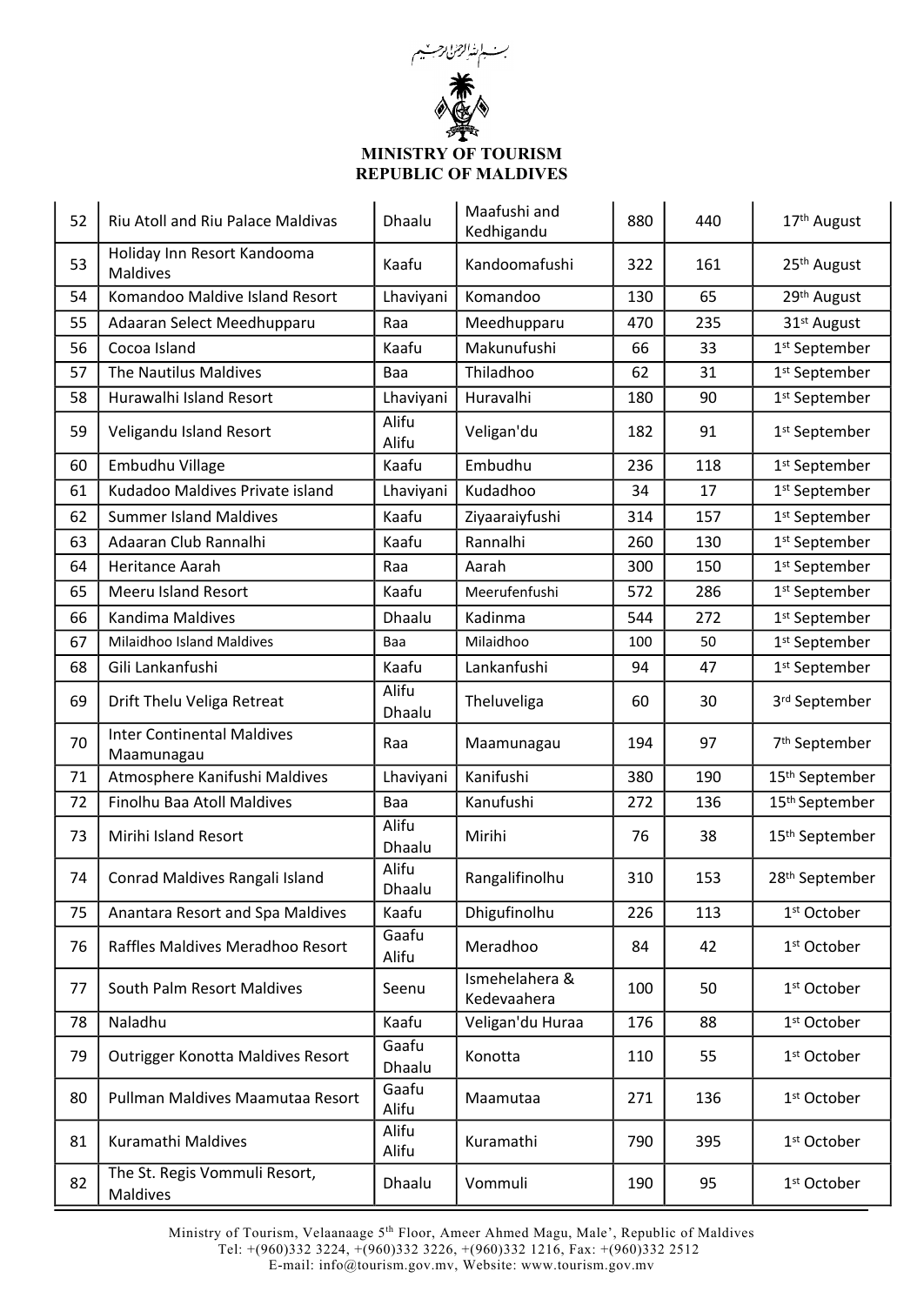بسم الله الرحمن الرحيم

**MINISTRY OF TOURISM**
**REPUBLIC OF MALDIVES**

| | | | | | | |
|---|---|---|---|---|---|---|
| 52 | Riu Atoll and Riu Palace Maldivas | Dhaalu | Maafushi and Kedhigandu | 880 | 440 | 17th August |
| 53 | Holiday Inn Resort Kandooma Maldives | Kaafu | Kandoomafushi | 322 | 161 | 25th August |
| 54 | Komandoo Maldive Island Resort | Lhaviyani | Komandoo | 130 | 65 | 29th August |
| 55 | Adaaran Select Meedhupparu | Raa | Meedhupparu | 470 | 235 | 31st August |
| 56 | Cocoa Island | Kaafu | Makunufushi | 66 | 33 | 1st September |
| 57 | The Nautilus Maldives | Baa | Thiladhoo | 62 | 31 | 1st September |
| 58 | Hurawalhi Island Resort | Lhaviyani | Huravalhi | 180 | 90 | 1st September |
| 59 | Veligandu Island Resort | Alifu Alifu | Veligan'du | 182 | 91 | 1st September |
| 60 | Embudhu Village | Kaafu | Embudhu | 236 | 118 | 1st September |
| 61 | Kudadoo Maldives Private island | Lhaviyani | Kudadhoo | 34 | 17 | 1st September |
| 62 | Summer Island Maldives | Kaafu | Ziyaaraiyfushi | 314 | 157 | 1st September |
| 63 | Adaaran Club Rannalhi | Kaafu | Rannalhi | 260 | 130 | 1st September |
| 64 | Heritance Aarah | Raa | Aarah | 300 | 150 | 1st September |
| 65 | Meeru Island Resort | Kaafu | Meerufenfushi | 572 | 286 | 1st September |
| 66 | Kandima Maldives | Dhaalu | Kadinma | 544 | 272 | 1st September |
| 67 | Milaidhoo Island Maldives | Baa | Milaidhoo | 100 | 50 | 1st September |
| 68 | Gili Lankanfushi | Kaafu | Lankanfushi | 94 | 47 | 1st September |
| 69 | Drift Thelu Veliga Retreat | Alifu Dhaalu | Theluveliga | 60 | 30 | 3rd September |
| 70 | Inter Continental Maldives Maamunagau | Raa | Maamunagau | 194 | 97 | 7th September |
| 71 | Atmosphere Kanifushi Maldives | Lhaviyani | Kanifushi | 380 | 190 | 15th September |
| 72 | Finolhu Baa Atoll Maldives | Baa | Kanufushi | 272 | 136 | 15th September |
| 73 | Mirihi Island Resort | Alifu Dhaalu | Mirihi | 76 | 38 | 15th September |
| 74 | Conrad Maldives Rangali Island | Alifu Dhaalu | Rangalifinolhu | 310 | 153 | 28th September |
| 75 | Anantara Resort and Spa Maldives | Kaafu | Dhigufinolhu | 226 | 113 | 1st October |
| 76 | Raffles Maldives Meradhoo Resort | Gaafu Alifu | Meradhoo | 84 | 42 | 1st October |
| 77 | South Palm Resort Maldives | Seenu | Ismehelahera & Kedevaahera | 100 | 50 | 1st October |
| 78 | Naladhu | Kaafu | Veligan'du Huraa | 176 | 88 | 1st October |
| 79 | Outrigger Konotta Maldives Resort | Gaafu Dhaalu | Konotta | 110 | 55 | 1st October |
| 80 | Pullman Maldives Maamutaa Resort | Gaafu Alifu | Maamutaa | 271 | 136 | 1st October |
| 81 | Kuramathi Maldives | Alifu Alifu | Kuramathi | 790 | 395 | 1st October |
| 82 | The St. Regis Vommuli Resort, Maldives | Dhaalu | Vommuli | 190 | 95 | 1st October |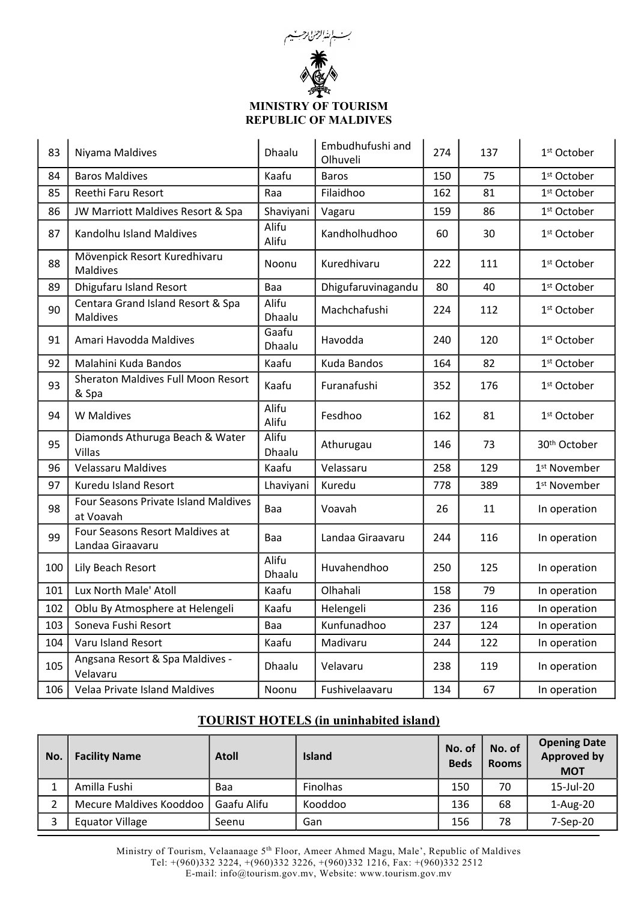بسم الله الرحمن الرحيم

**MINISTRY OF TOURISM**
**REPUBLIC OF MALDIVES**

| | | | | | | |
|---|---|---|---|---|---|---|
| 83 | Niyama Maldives | Dhaalu | Embudhufushi and Olhuveli | 274 | 137 | 1st October |
| 84 | Baros Maldives | Kaafu | Baros | 150 | 75 | 1st October |
| 85 | Reethi Faru Resort | Raa | Filaidhoo | 162 | 81 | 1st October |
| 86 | JW Marriott Maldives Resort & Spa | Shaviyani | Vagaru | 159 | 86 | 1st October |
| 87 | Kandolhu Island Maldives | Alifu Alifu | Kandholhudhoo | 60 | 30 | 1st October |
| 88 | Mövenpick Resort Kuredhivaru Maldives | Noonu | Kuredhivaru | 222 | 111 | 1st October |
| 89 | Dhigufaru Island Resort | Baa | Dhigufaruvinagandu | 80 | 40 | 1st October |
| 90 | Centara Grand Island Resort & Spa Maldives | Alifu Dhaalu | Machchafushi | 224 | 112 | 1st October |
| 91 | Amari Havodda Maldives | Gaafu Dhaalu | Havodda | 240 | 120 | 1st October |
| 92 | Malahini Kuda Bandos | Kaafu | Kuda Bandos | 164 | 82 | 1st October |
| 93 | Sheraton Maldives Full Moon Resort & Spa | Kaafu | Furanafushi | 352 | 176 | 1st October |
| 94 | W Maldives | Alifu Alifu | Fesdhoo | 162 | 81 | 1st October |
| 95 | Diamonds Athuruga Beach & Water Villas | Alifu Dhaalu | Athurugau | 146 | 73 | 30th October |
| 96 | Velassaru Maldives | Kaafu | Velassaru | 258 | 129 | 1st November |
| 97 | Kuredu Island Resort | Lhaviyani | Kuredu | 778 | 389 | 1st November |
| 98 | Four Seasons Private Island Maldives at Voavah | Baa | Voavah | 26 | 11 | In operation |
| 99 | Four Seasons Resort Maldives at Landaa Giraavaru | Baa | Landaa Giraavaru | 244 | 116 | In operation |
| 100 | Lily Beach Resort | Alifu Dhaalu | Huvahendhoo | 250 | 125 | In operation |
| 101 | Lux North Male' Atoll | Kaafu | Olhahali | 158 | 79 | In operation |
| 102 | Oblu By Atmosphere at Helengeli | Kaafu | Helengeli | 236 | 116 | In operation |
| 103 | Soneva Fushi Resort | Baa | Kunfunadhoo | 237 | 124 | In operation |
| 104 | Varu Island Resort | Kaafu | Madivaru | 244 | 122 | In operation |
| 105 | Angsana Resort & Spa Maldives - Velavaru | Dhaalu | Velavaru | 238 | 119 | In operation |
| 106 | Velaa Private Island Maldives | Noonu | Fushivelaavaru | 134 | 67 | In operation |

## TOURIST HOTELS (in uninhabited island)

| No. | Facility Name | Atoll | Island | No. of Beds | No. of Rooms | Opening Date Approved by MOT |
|---|---|---|---|---|---|---|
| 1 | Amilla Fushi | Baa | Finolhas | 150 | 70 | 15-Jul-20 |
| 2 | Mecure Maldives Kooddoo | Gaafu Alifu | Kooddoo | 136 | 68 | 1-Aug-20 |
| 3 | Equator Village | Seenu | Gan | 156 | 78 | 7-Sep-20 |

Ministry of Tourism, Velaanaage 5th Floor, Ameer Ahmed Magu, Male', Republic of Maldives
Tel: +(960)332 3224, +(960)332 3226, +(960)332 1216, Fax: +(960)332 2512
E-mail: info@tourism.gov.mv, Website: www.tourism.gov.mv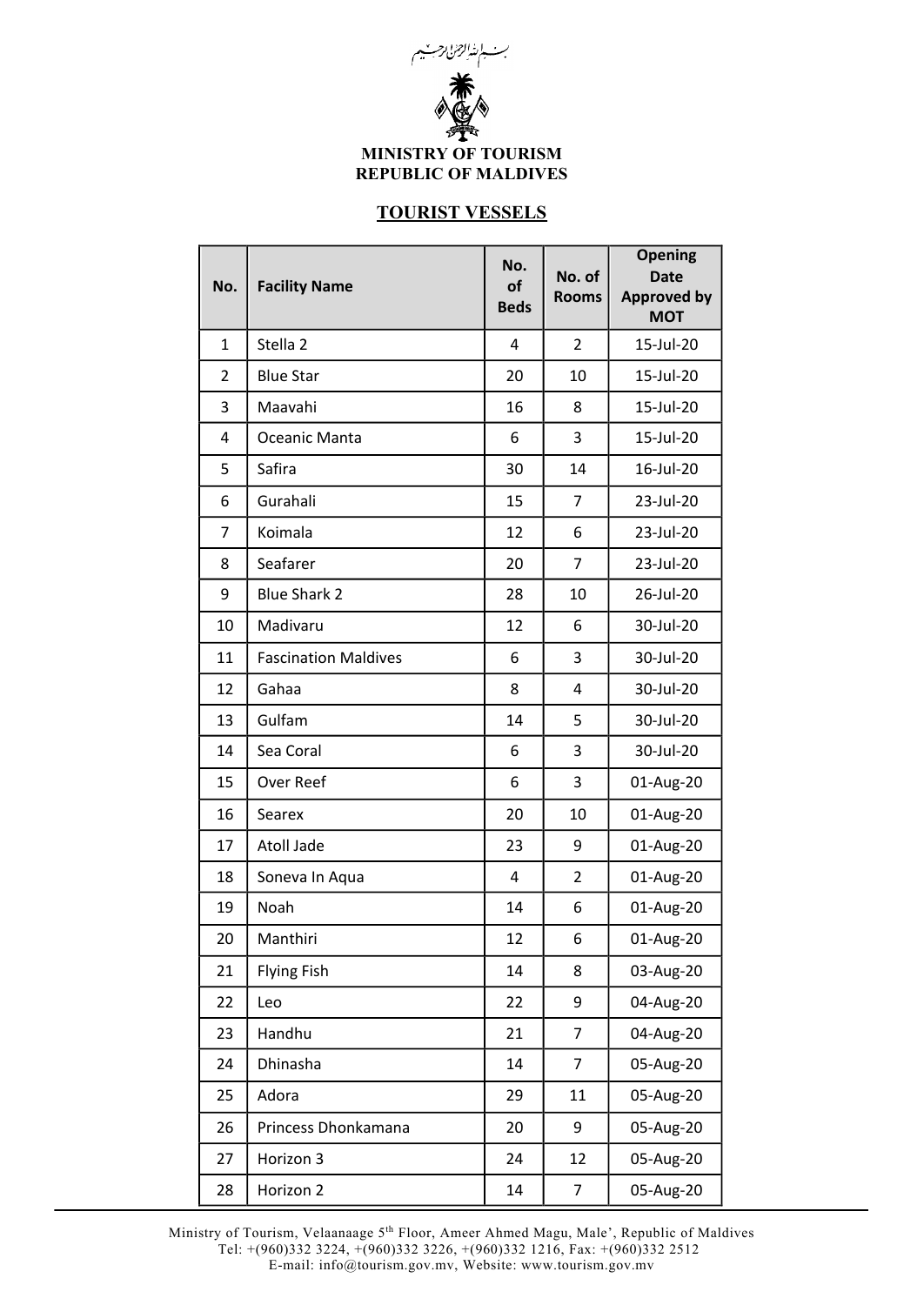بسم الله الرحمن الرحيم

**MINISTRY OF TOURISM**
**REPUBLIC OF MALDIVES**

## TOURIST VESSELS

| No. | Facility Name | No. of Beds | No. of Rooms | Opening Date Approved by MOT |
|---|---|---|---|---|
| 1 | Stella 2 | 4 | 2 | 15-Jul-20 |
| 2 | Blue Star | 20 | 10 | 15-Jul-20 |
| 3 | Maavahi | 16 | 8 | 15-Jul-20 |
| 4 | Oceanic Manta | 6 | 3 | 15-Jul-20 |
| 5 | Safira | 30 | 14 | 16-Jul-20 |
| 6 | Gurahali | 15 | 7 | 23-Jul-20 |
| 7 | Koimala | 12 | 6 | 23-Jul-20 |
| 8 | Seafarer | 20 | 7 | 23-Jul-20 |
| 9 | Blue Shark 2 | 28 | 10 | 26-Jul-20 |
| 10 | Madivaru | 12 | 6 | 30-Jul-20 |
| 11 | Fascination Maldives | 6 | 3 | 30-Jul-20 |
| 12 | Gahaa | 8 | 4 | 30-Jul-20 |
| 13 | Gulfam | 14 | 5 | 30-Jul-20 |
| 14 | Sea Coral | 6 | 3 | 30-Jul-20 |
| 15 | Over Reef | 6 | 3 | 01-Aug-20 |
| 16 | Searex | 20 | 10 | 01-Aug-20 |
| 17 | Atoll Jade | 23 | 9 | 01-Aug-20 |
| 18 | Soneva In Aqua | 4 | 2 | 01-Aug-20 |
| 19 | Noah | 14 | 6 | 01-Aug-20 |
| 20 | Manthiri | 12 | 6 | 01-Aug-20 |
| 21 | Flying Fish | 14 | 8 | 03-Aug-20 |
| 22 | Leo | 22 | 9 | 04-Aug-20 |
| 23 | Handhu | 21 | 7 | 04-Aug-20 |
| 24 | Dhinasha | 14 | 7 | 05-Aug-20 |
| 25 | Adora | 29 | 11 | 05-Aug-20 |
| 26 | Princess Dhonkamana | 20 | 9 | 05-Aug-20 |
| 27 | Horizon 3 | 24 | 12 | 05-Aug-20 |
| 28 | Horizon 2 | 14 | 7 | 05-Aug-20 |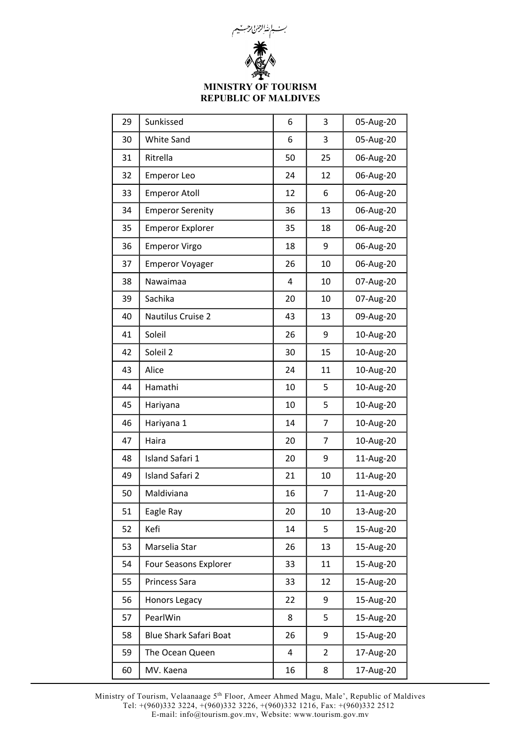بسم الله الرحمن الرحيم

**MINISTRY OF TOURISM**
**REPUBLIC OF MALDIVES**

| | | | | |
|---|---|---|---|---|
| 29 | Sunkissed | 6 | 3 | 05-Aug-20 |
| 30 | White Sand | 6 | 3 | 05-Aug-20 |
| 31 | Ritrella | 50 | 25 | 06-Aug-20 |
| 32 | Emperor Leo | 24 | 12 | 06-Aug-20 |
| 33 | Emperor Atoll | 12 | 6 | 06-Aug-20 |
| 34 | Emperor Serenity | 36 | 13 | 06-Aug-20 |
| 35 | Emperor Explorer | 35 | 18 | 06-Aug-20 |
| 36 | Emperor Virgo | 18 | 9 | 06-Aug-20 |
| 37 | Emperor Voyager | 26 | 10 | 06-Aug-20 |
| 38 | Nawaimaa | 4 | 10 | 07-Aug-20 |
| 39 | Sachika | 20 | 10 | 07-Aug-20 |
| 40 | Nautilus Cruise 2 | 43 | 13 | 09-Aug-20 |
| 41 | Soleil | 26 | 9 | 10-Aug-20 |
| 42 | Soleil 2 | 30 | 15 | 10-Aug-20 |
| 43 | Alice | 24 | 11 | 10-Aug-20 |
| 44 | Hamathi | 10 | 5 | 10-Aug-20 |
| 45 | Hariyana | 10 | 5 | 10-Aug-20 |
| 46 | Hariyana 1 | 14 | 7 | 10-Aug-20 |
| 47 | Haira | 20 | 7 | 10-Aug-20 |
| 48 | Island Safari 1 | 20 | 9 | 11-Aug-20 |
| 49 | Island Safari 2 | 21 | 10 | 11-Aug-20 |
| 50 | Maldiviana | 16 | 7 | 11-Aug-20 |
| 51 | Eagle Ray | 20 | 10 | 13-Aug-20 |
| 52 | Kefi | 14 | 5 | 15-Aug-20 |
| 53 | Marselia Star | 26 | 13 | 15-Aug-20 |
| 54 | Four Seasons Explorer | 33 | 11 | 15-Aug-20 |
| 55 | Princess Sara | 33 | 12 | 15-Aug-20 |
| 56 | Honors Legacy | 22 | 9 | 15-Aug-20 |
| 57 | PearlWin | 8 | 5 | 15-Aug-20 |
| 58 | Blue Shark Safari Boat | 26 | 9 | 15-Aug-20 |
| 59 | The Ocean Queen | 4 | 2 | 17-Aug-20 |
| 60 | MV. Kaena | 16 | 8 | 17-Aug-20 |

Ministry of Tourism, Velaanaage 5th Floor, Ameer Ahmed Magu, Male', Republic of Maldives
Tel: +(960)332 3224, +(960)332 3226, +(960)332 1216, Fax: +(960)332 2512
E-mail: info@tourism.gov.mv, Website: www.tourism.gov.mv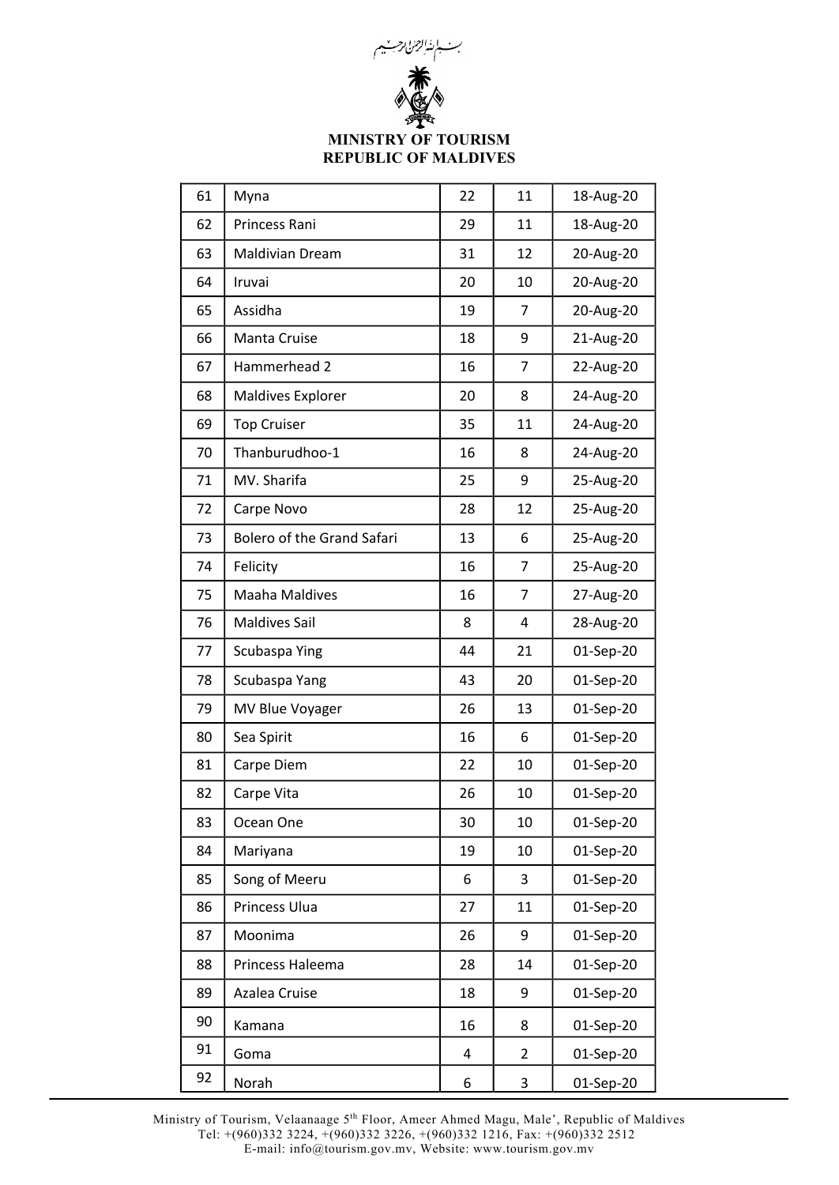بسم الله الرحمن الرحيم

**MINISTRY OF TOURISM**
**REPUBLIC OF MALDIVES**

| | | | | |
|---|---|---|---|---|
| 61 | Myna | 22 | 11 | 18-Aug-20 |
| 62 | Princess Rani | 29 | 11 | 18-Aug-20 |
| 63 | Maldivian Dream | 31 | 12 | 20-Aug-20 |
| 64 | Iruvai | 20 | 10 | 20-Aug-20 |
| 65 | Assidha | 19 | 7 | 20-Aug-20 |
| 66 | Manta Cruise | 18 | 9 | 21-Aug-20 |
| 67 | Hammerhead 2 | 16 | 7 | 22-Aug-20 |
| 68 | Maldives Explorer | 20 | 8 | 24-Aug-20 |
| 69 | Top Cruiser | 35 | 11 | 24-Aug-20 |
| 70 | Thanburudhoo-1 | 16 | 8 | 24-Aug-20 |
| 71 | MV. Sharifa | 25 | 9 | 25-Aug-20 |
| 72 | Carpe Novo | 28 | 12 | 25-Aug-20 |
| 73 | Bolero of the Grand Safari | 13 | 6 | 25-Aug-20 |
| 74 | Felicity | 16 | 7 | 25-Aug-20 |
| 75 | Maaha Maldives | 16 | 7 | 27-Aug-20 |
| 76 | Maldives Sail | 8 | 4 | 28-Aug-20 |
| 77 | Scubaspa Ying | 44 | 21 | 01-Sep-20 |
| 78 | Scubaspa Yang | 43 | 20 | 01-Sep-20 |
| 79 | MV Blue Voyager | 26 | 13 | 01-Sep-20 |
| 80 | Sea Spirit | 16 | 6 | 01-Sep-20 |
| 81 | Carpe Diem | 22 | 10 | 01-Sep-20 |
| 82 | Carpe Vita | 26 | 10 | 01-Sep-20 |
| 83 | Ocean One | 30 | 10 | 01-Sep-20 |
| 84 | Mariyana | 19 | 10 | 01-Sep-20 |
| 85 | Song of Meeru | 6 | 3 | 01-Sep-20 |
| 86 | Princess Ulua | 27 | 11 | 01-Sep-20 |
| 87 | Moonima | 26 | 9 | 01-Sep-20 |
| 88 | Princess Haleema | 28 | 14 | 01-Sep-20 |
| 89 | Azalea Cruise | 18 | 9 | 01-Sep-20 |
| 90 | Kamana | 16 | 8 | 01-Sep-20 |
| 91 | Goma | 4 | 2 | 01-Sep-20 |
| 92 | Norah | 6 | 3 | 01-Sep-20 |

Ministry of Tourism, Velaanaage 5th Floor, Ameer Ahmed Magu, Male', Republic of Maldives
Tel: +(960)332 3224, +(960)332 3226, +(960)332 1216, Fax: +(960)332 2512
E-mail: info@tourism.gov.mv, Website: www.tourism.gov.mv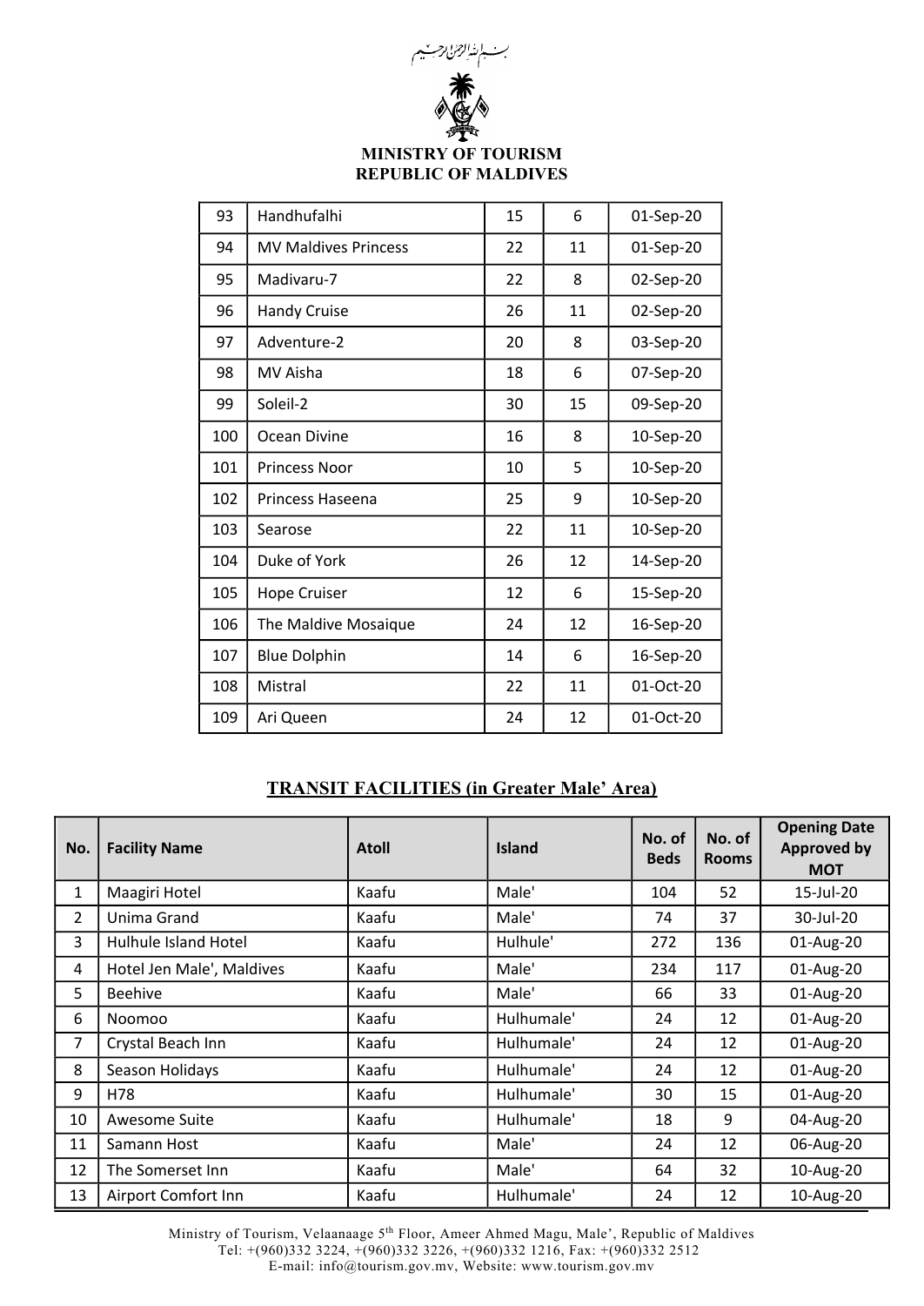بسم الله الرحمن الرحيم

**MINISTRY OF TOURISM**
**REPUBLIC OF MALDIVES**

| | | | | |
|---|---|---|---|---|
| 93 | Handhufalhi | 15 | 6 | 01-Sep-20 |
| 94 | MV Maldives Princess | 22 | 11 | 01-Sep-20 |
| 95 | Madivaru-7 | 22 | 8 | 02-Sep-20 |
| 96 | Handy Cruise | 26 | 11 | 02-Sep-20 |
| 97 | Adventure-2 | 20 | 8 | 03-Sep-20 |
| 98 | MV Aisha | 18 | 6 | 07-Sep-20 |
| 99 | Soleil-2 | 30 | 15 | 09-Sep-20 |
| 100 | Ocean Divine | 16 | 8 | 10-Sep-20 |
| 101 | Princess Noor | 10 | 5 | 10-Sep-20 |
| 102 | Princess Haseena | 25 | 9 | 10-Sep-20 |
| 103 | Searose | 22 | 11 | 10-Sep-20 |
| 104 | Duke of York | 26 | 12 | 14-Sep-20 |
| 105 | Hope Cruiser | 12 | 6 | 15-Sep-20 |
| 106 | The Maldive Mosaique | 24 | 12 | 16-Sep-20 |
| 107 | Blue Dolphin | 14 | 6 | 16-Sep-20 |
| 108 | Mistral | 22 | 11 | 01-Oct-20 |
| 109 | Ari Queen | 24 | 12 | 01-Oct-20 |

## TRANSIT FACILITIES (in Greater Male' Area)

| No. | Facility Name | Atoll | Island | No. of Beds | No. of Rooms | Opening Date Approved by MOT |
|---|---|---|---|---|---|---|
| 1 | Maagiri Hotel | Kaafu | Male' | 104 | 52 | 15-Jul-20 |
| 2 | Unima Grand | Kaafu | Male' | 74 | 37 | 30-Jul-20 |
| 3 | Hulhule Island Hotel | Kaafu | Hulhule' | 272 | 136 | 01-Aug-20 |
| 4 | Hotel Jen Male', Maldives | Kaafu | Male' | 234 | 117 | 01-Aug-20 |
| 5 | Beehive | Kaafu | Male' | 66 | 33 | 01-Aug-20 |
| 6 | Noomoo | Kaafu | Hulhumale' | 24 | 12 | 01-Aug-20 |
| 7 | Crystal Beach Inn | Kaafu | Hulhumale' | 24 | 12 | 01-Aug-20 |
| 8 | Season Holidays | Kaafu | Hulhumale' | 24 | 12 | 01-Aug-20 |
| 9 | H78 | Kaafu | Hulhumale' | 30 | 15 | 01-Aug-20 |
| 10 | Awesome Suite | Kaafu | Hulhumale' | 18 | 9 | 04-Aug-20 |
| 11 | Samann Host | Kaafu | Male' | 24 | 12 | 06-Aug-20 |
| 12 | The Somerset Inn | Kaafu | Male' | 64 | 32 | 10-Aug-20 |
| 13 | Airport Comfort Inn | Kaafu | Hulhumale' | 24 | 12 | 10-Aug-20 |

Ministry of Tourism, Velaanaage 5th Floor, Ameer Ahmed Magu, Male', Republic of Maldives
Tel: +(960)332 3224, +(960)332 3226, +(960)332 1216, Fax: +(960)332 2512
E-mail: info@tourism.gov.mv, Website: www.tourism.gov.mv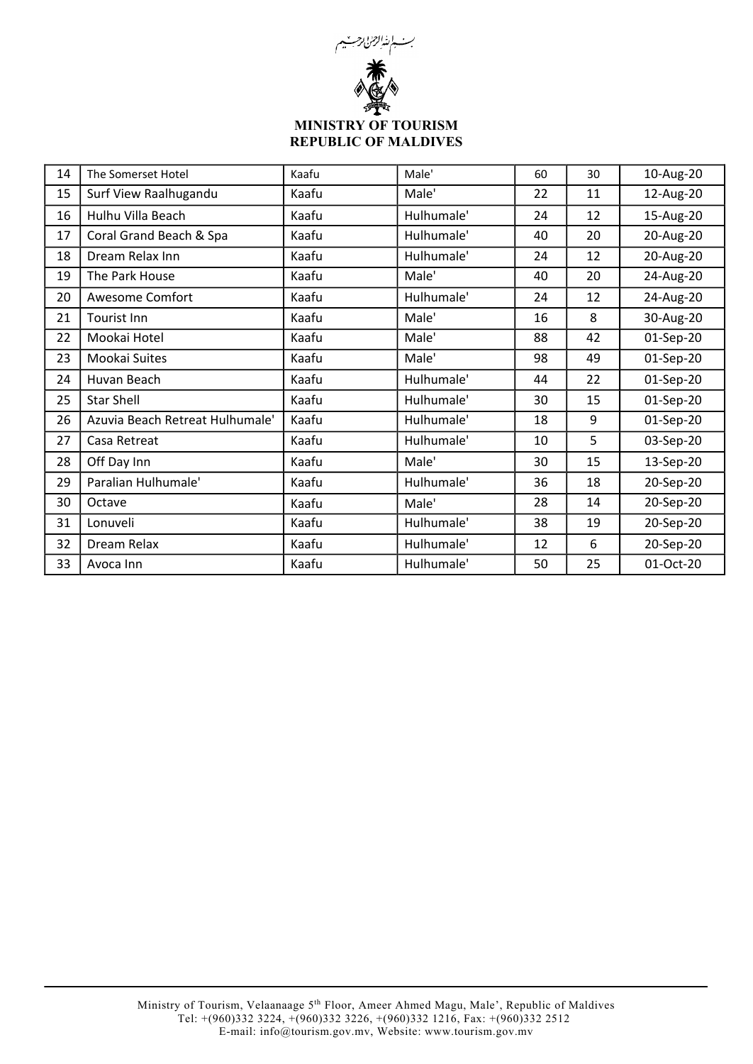بسم الله الرحمن الرحيم

**MINISTRY OF TOURISM**
**REPUBLIC OF MALDIVES**

| | | | | | | |
|---|---|---|---|---|---|---|
| 14 | The Somerset Hotel | Kaafu | Male' | 60 | 30 | 10-Aug-20 |
| 15 | Surf View Raalhugandu | Kaafu | Male' | 22 | 11 | 12-Aug-20 |
| 16 | Hulhu Villa Beach | Kaafu | Hulhumale' | 24 | 12 | 15-Aug-20 |
| 17 | Coral Grand Beach & Spa | Kaafu | Hulhumale' | 40 | 20 | 20-Aug-20 |
| 18 | Dream Relax Inn | Kaafu | Hulhumale' | 24 | 12 | 20-Aug-20 |
| 19 | The Park House | Kaafu | Male' | 40 | 20 | 24-Aug-20 |
| 20 | Awesome Comfort | Kaafu | Hulhumale' | 24 | 12 | 24-Aug-20 |
| 21 | Tourist Inn | Kaafu | Male' | 16 | 8 | 30-Aug-20 |
| 22 | Mookai Hotel | Kaafu | Male' | 88 | 42 | 01-Sep-20 |
| 23 | Mookai Suites | Kaafu | Male' | 98 | 49 | 01-Sep-20 |
| 24 | Huvan Beach | Kaafu | Hulhumale' | 44 | 22 | 01-Sep-20 |
| 25 | Star Shell | Kaafu | Hulhumale' | 30 | 15 | 01-Sep-20 |
| 26 | Azuvia Beach Retreat Hulhumale' | Kaafu | Hulhumale' | 18 | 9 | 01-Sep-20 |
| 27 | Casa Retreat | Kaafu | Hulhumale' | 10 | 5 | 03-Sep-20 |
| 28 | Off Day Inn | Kaafu | Male' | 30 | 15 | 13-Sep-20 |
| 29 | Paralian Hulhumale' | Kaafu | Hulhumale' | 36 | 18 | 20-Sep-20 |
| 30 | Octave | Kaafu | Male' | 28 | 14 | 20-Sep-20 |
| 31 | Lonuveli | Kaafu | Hulhumale' | 38 | 19 | 20-Sep-20 |
| 32 | Dream Relax | Kaafu | Hulhumale' | 12 | 6 | 20-Sep-20 |
| 33 | Avoca Inn | Kaafu | Hulhumale' | 50 | 25 | 01-Oct-20 |